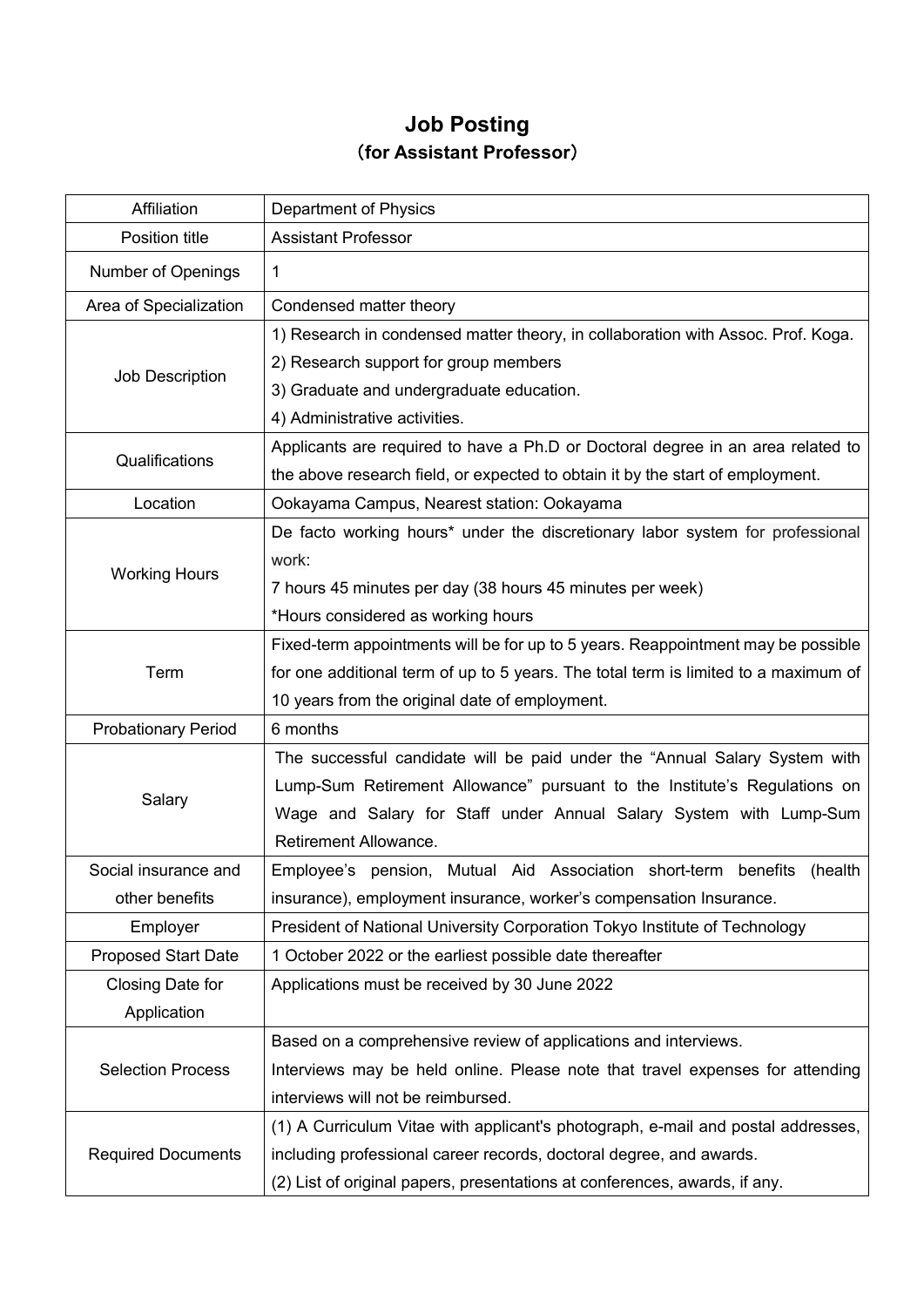# Job Posting

## (for Assistant Professor)

| | |
|---|---|
| Affiliation | Department of Physics |
| Position title | Assistant Professor |
| Number of Openings | 1 |
| Area of Specialization | Condensed matter theory |
| Job Description | 1) Research in condensed matter theory, in collaboration with Assoc. Prof. Koga.<br>2) Research support for group members<br>3) Graduate and undergraduate education.<br>4) Administrative activities. |
| Qualifications | Applicants are required to have a Ph.D or Doctoral degree in an area related to the above research field, or expected to obtain it by the start of employment. |
| Location | Ookayama Campus, Nearest station: Ookayama |
| Working Hours | De facto working hours* under the discretionary labor system for professional work:<br>7 hours 45 minutes per day (38 hours 45 minutes per week)<br>*Hours considered as working hours |
| Term | Fixed-term appointments will be for up to 5 years. Reappointment may be possible for one additional term of up to 5 years. The total term is limited to a maximum of 10 years from the original date of employment. |
| Probationary Period | 6 months |
| Salary | The successful candidate will be paid under the “Annual Salary System with Lump-Sum Retirement Allowance” pursuant to the Institute’s Regulations on Wage and Salary for Staff under Annual Salary System with Lump-Sum Retirement Allowance. |
| Social insurance and other benefits | Employee’s pension, Mutual Aid Association short-term benefits (health insurance), employment insurance, worker’s compensation Insurance. |
| Employer | President of National University Corporation Tokyo Institute of Technology |
| Proposed Start Date | 1 October 2022 or the earliest possible date thereafter |
| Closing Date for Application | Applications must be received by 30 June 2022 |
| Selection Process | Based on a comprehensive review of applications and interviews.<br>Interviews may be held online. Please note that travel expenses for attending interviews will not be reimbursed. |
| Required Documents | (1) A Curriculum Vitae with applicant's photograph, e-mail and postal addresses, including professional career records, doctoral degree, and awards.<br>(2) List of original papers, presentations at conferences, awards, if any. |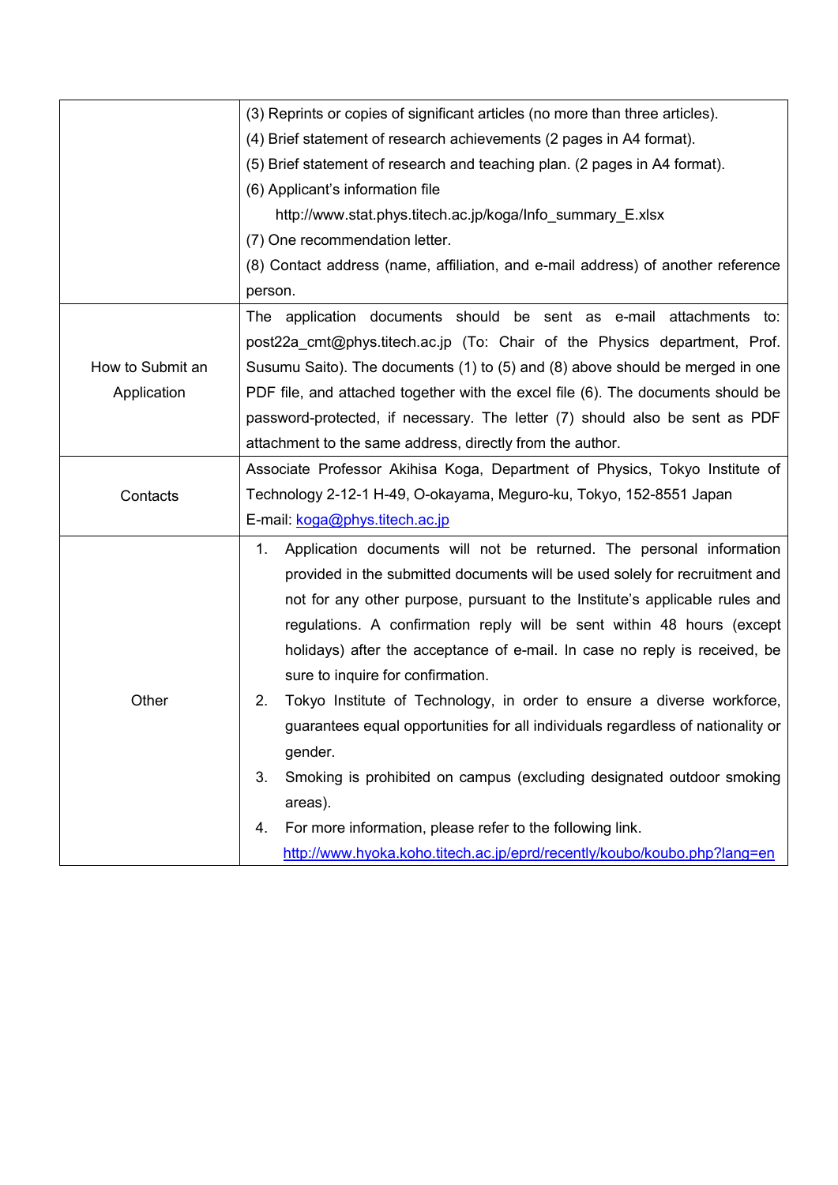| | |
|---|---|
| | (3) Reprints or copies of significant articles (no more than three articles).<br>(4) Brief statement of research achievements (2 pages in A4 format).<br>(5) Brief statement of research and teaching plan. (2 pages in A4 format).<br>(6) Applicant's information file<br>http://www.stat.phys.titech.ac.jp/koga/Info_summary_E.xlsx<br>(7) One recommendation letter.<br>(8) Contact address (name, affiliation, and e-mail address) of another reference person. |
| How to Submit an Application | The application documents should be sent as e-mail attachments to: post22a_cmt@phys.titech.ac.jp (To: Chair of the Physics department, Prof. Susumu Saito). The documents (1) to (5) and (8) above should be merged in one PDF file, and attached together with the excel file (6). The documents should be password-protected, if necessary. The letter (7) should also be sent as PDF attachment to the same address, directly from the author. |
| Contacts | Associate Professor Akihisa Koga, Department of Physics, Tokyo Institute of Technology 2-12-1 H-49, O-okayama, Meguro-ku, Tokyo, 152-8551 Japan<br>E-mail: koga@phys.titech.ac.jp |
| Other | 1. Application documents will not be returned. The personal information provided in the submitted documents will be used solely for recruitment and not for any other purpose, pursuant to the Institute's applicable rules and regulations. A confirmation reply will be sent within 48 hours (except holidays) after the acceptance of e-mail. In case no reply is received, be sure to inquire for confirmation.<br>2. Tokyo Institute of Technology, in order to ensure a diverse workforce, guarantees equal opportunities for all individuals regardless of nationality or gender.<br>3. Smoking is prohibited on campus (excluding designated outdoor smoking areas).<br>4. For more information, please refer to the following link.<br>http://www.hyoka.koho.titech.ac.jp/eprd/recently/koubo/koubo.php?lang=en |